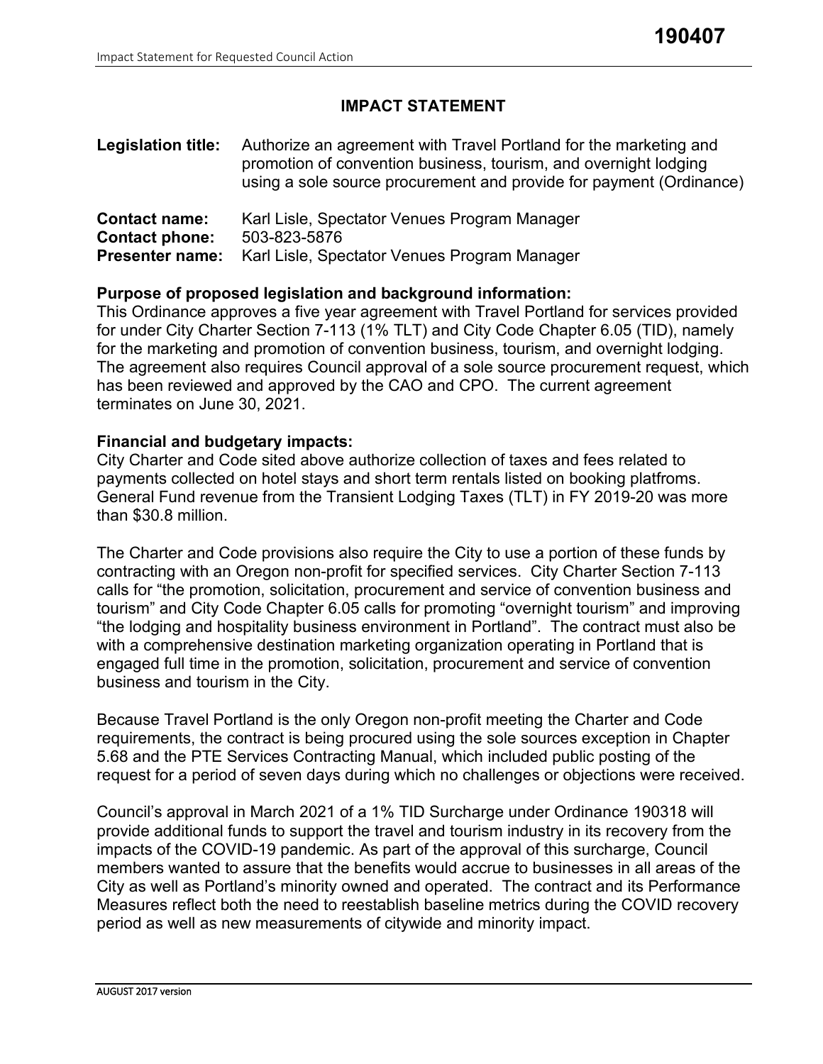190407

# IMPACT STATEMENT

**Legision title:** Authorize an agreement with Travel Portland for the marketing and promotion of convention business, tourism, and overnight lodging using a sole source procurement and provide for payment (Ordinance)

**Contact name:** Karl Lisle, Spectator Venues Program Manager
**Contact phone:** 503-823-5876
**Presenter name:** Karl Lisle, Spectator Venues Program Manager

**Purpose of proposed legislation and background information:**
This Ordinance approves a five year agreement with Travel Portland for services provided for under City Charter Section 7-113 (1% TLT) and City Code Chapter 6.05 (TID), namely for the marketing and promotion of convention business, tourism, and overnight lodging. The agreement also requires Council approval of a sole source procurement request, which has been reviewed and approved by the CAO and CPO. The current agreement terminates on June 30, 2021.

**Financial and budgetary impacts:**
City Charter and Code sited above authorize collection of taxes and fees related to payments collected on hotel stays and short term rentals listed on booking platfroms. General Fund revenue from the Transient Lodging Taxes (TLT) in FY 2019-20 was more than $30.8 million.

The Charter and Code provisions also require the City to use a portion of these funds by contracting with an Oregon non-profit for specified services. City Charter Section 7-113 calls for "the promotion, solicitation, procurement and service of convention business and tourism" and City Code Chapter 6.05 calls for promoting "overnight tourism" and improving "the lodging and hospitality business environment in Portland". The contract must also be with a comprehensive destination marketing organization operating in Portland that is engaged full time in the promotion, solicitation, procurement and service of convention business and tourism in the City.

Because Travel Portland is the only Oregon non-profit meeting the Charter and Code requirements, the contract is being procured using the sole sources exception in Chapter 5.68 and the PTE Services Contracting Manual, which included public posting of the request for a period of seven days during which no challenges or objections were received.

Council's approval in March 2021 of a 1% TID Surcharge under Ordinance 190318 will provide additional funds to support the travel and tourism industry in its recovery from the impacts of the COVID-19 pandemic. As part of the approval of this surcharge, Council members wanted to assure that the benefits would accrue to businesses in all areas of the City as well as Portland's minority owned and operated. The contract and its Performance Measures reflect both the need to reestablish baseline metrics during the COVID recovery period as well as new measurements of citywide and minority impact.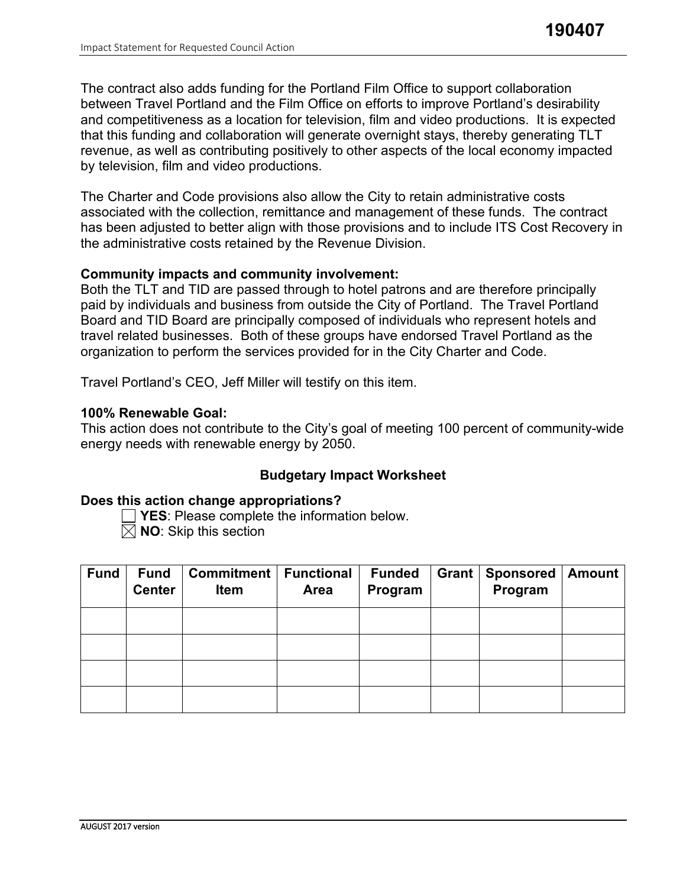The contract also adds funding for the Portland Film Office to support collaboration between Travel Portland and the Film Office on efforts to improve Portland's desirability and competitiveness as a location for television, film and video productions. It is expected that this funding and collaboration will generate overnight stays, thereby generating TLT revenue, as well as contributing positively to other aspects of the local economy impacted by television, film and video productions.

The Charter and Code provisions also allow the City to retain administrative costs associated with the collection, remittance and management of these funds. The contract has been adjusted to better align with those provisions and to include ITS Cost Recovery in the administrative costs retained by the Revenue Division.

**Community impacts and community involvement:**
Both the TLT and TID are passed through to hotel patrons and are therefore principally paid by individuals and business from outside the City of Portland. The Travel Portland Board and TID Board are principally composed of individuals who represent hotels and travel related businesses. Both of these groups have endorsed Travel Portland as the organization to perform the services provided for in the City Charter and Code.

Travel Portland's CEO, Jeff Miller will testify on this item.

**100% Renewable Goal:**
This action does not contribute to the City's goal of meeting 100 percent of community-wide energy needs with renewable energy by 2050.

### Budgetary Impact Worksheet

**Does this action change appropriations?**

- ☐ **YES**: Please complete the information below.
- ☒ **NO**: Skip this section

| Fund | Fund Center | Commitment Item | Functional Area | Funded Program | Grant | Sponsored Program | Amount |
|---|---|---|---|---|---|---|---|
| | | | | | | | |
| | | | | | | | |
| | | | | | | | |
| | | | | | | | |